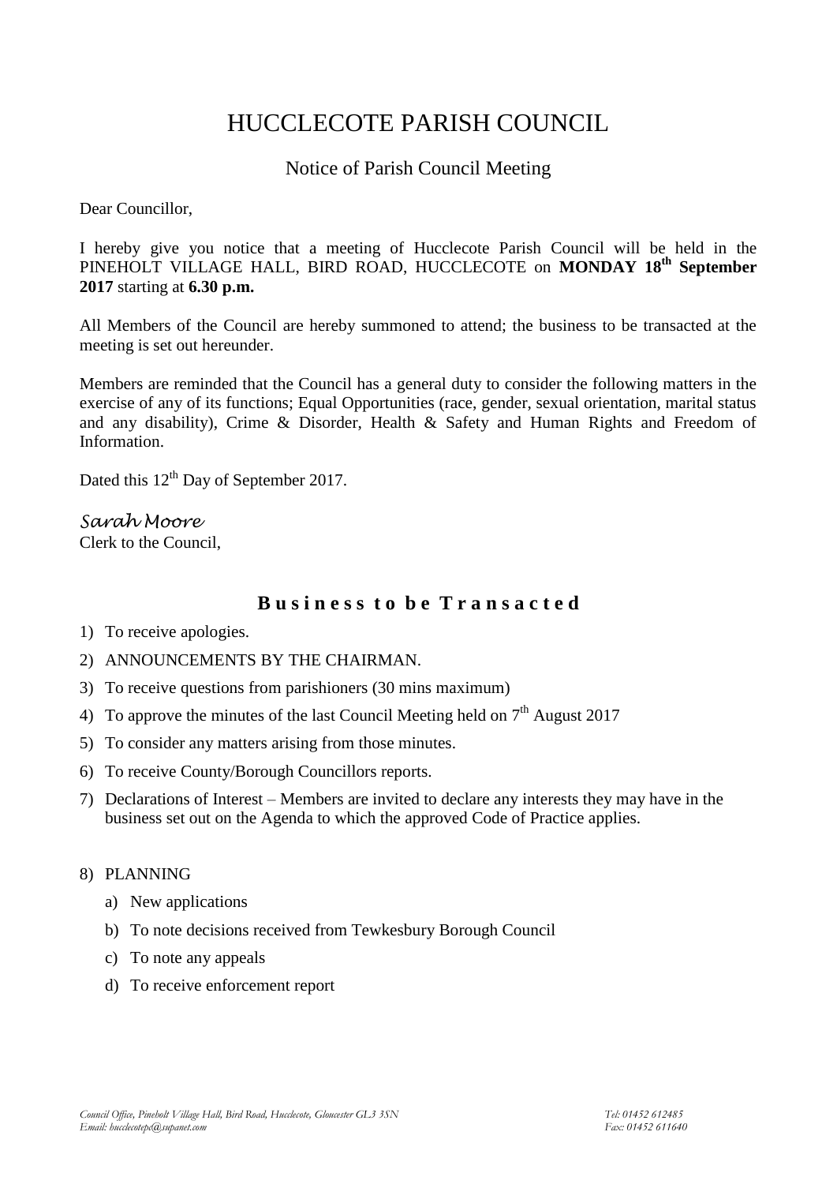# HUCCLECOTE PARISH COUNCIL

## Notice of Parish Council Meeting

Dear Councillor,

I hereby give you notice that a meeting of Hucclecote Parish Council will be held in the PINEHOLT VILLAGE HALL, BIRD ROAD, HUCCLECOTE on **MONDAY 18th September 2017** starting at **6.30 p.m.**

All Members of the Council are hereby summoned to attend; the business to be transacted at the meeting is set out hereunder.

Members are reminded that the Council has a general duty to consider the following matters in the exercise of any of its functions; Equal Opportunities (race, gender, sexual orientation, marital status and any disability), Crime & Disorder, Health & Safety and Human Rights and Freedom of Information.

Dated this 12th Day of September 2017.

*Sarah Moore*
Clerk to the Council,

## Business to be Transacted

1) To receive apologies.
2) ANNOUNCEMENTS BY THE CHAIRMAN.
3) To receive questions from parishioners (30 mins maximum)
4) To approve the minutes of the last Council Meeting held on 7th August 2017
5) To consider any matters arising from those minutes.
6) To receive County/Borough Councillors reports.
7) Declarations of Interest – Members are invited to declare any interests they may have in the business set out on the Agenda to which the approved Code of Practice applies.

8) PLANNING
   a) New applications
   b) To note decisions received from Tewkesbury Borough Council
   c) To note any appeals
   d) To receive enforcement report

*Council Office, Pineholt Village Hall, Bird Road, Hucclecote, Gloucester GL3 3SN*
*Email: hucclecotepc@supanet.com*
*Tel: 01452 612485*
*Fax: 01452 611640*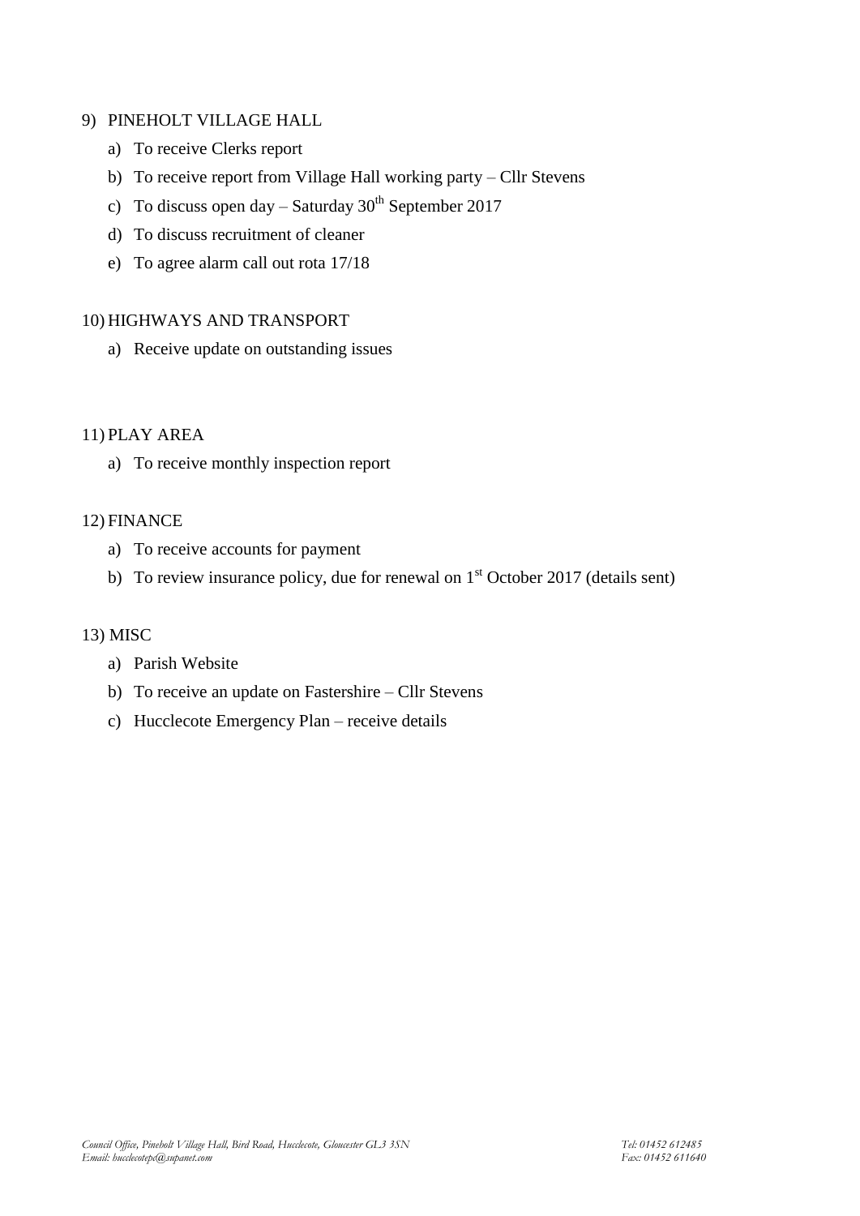9) PINEHOLT VILLAGE HALL
    a) To receive Clerks report
    b) To receive report from Village Hall working party – Cllr Stevens
    c) To discuss open day – Saturday 30th September 2017
    d) To discuss recruitment of cleaner
    e) To agree alarm call out rota 17/18

10) HIGHWAYS AND TRANSPORT
    a) Receive update on outstanding issues

11) PLAY AREA
    a) To receive monthly inspection report

12) FINANCE
    a) To receive accounts for payment
    b) To review insurance policy, due for renewal on 1st October 2017 (details sent)

13) MISC
    a) Parish Website
    b) To receive an update on Fastershire – Cllr Stevens
    c) Hucclecote Emergency Plan – receive details